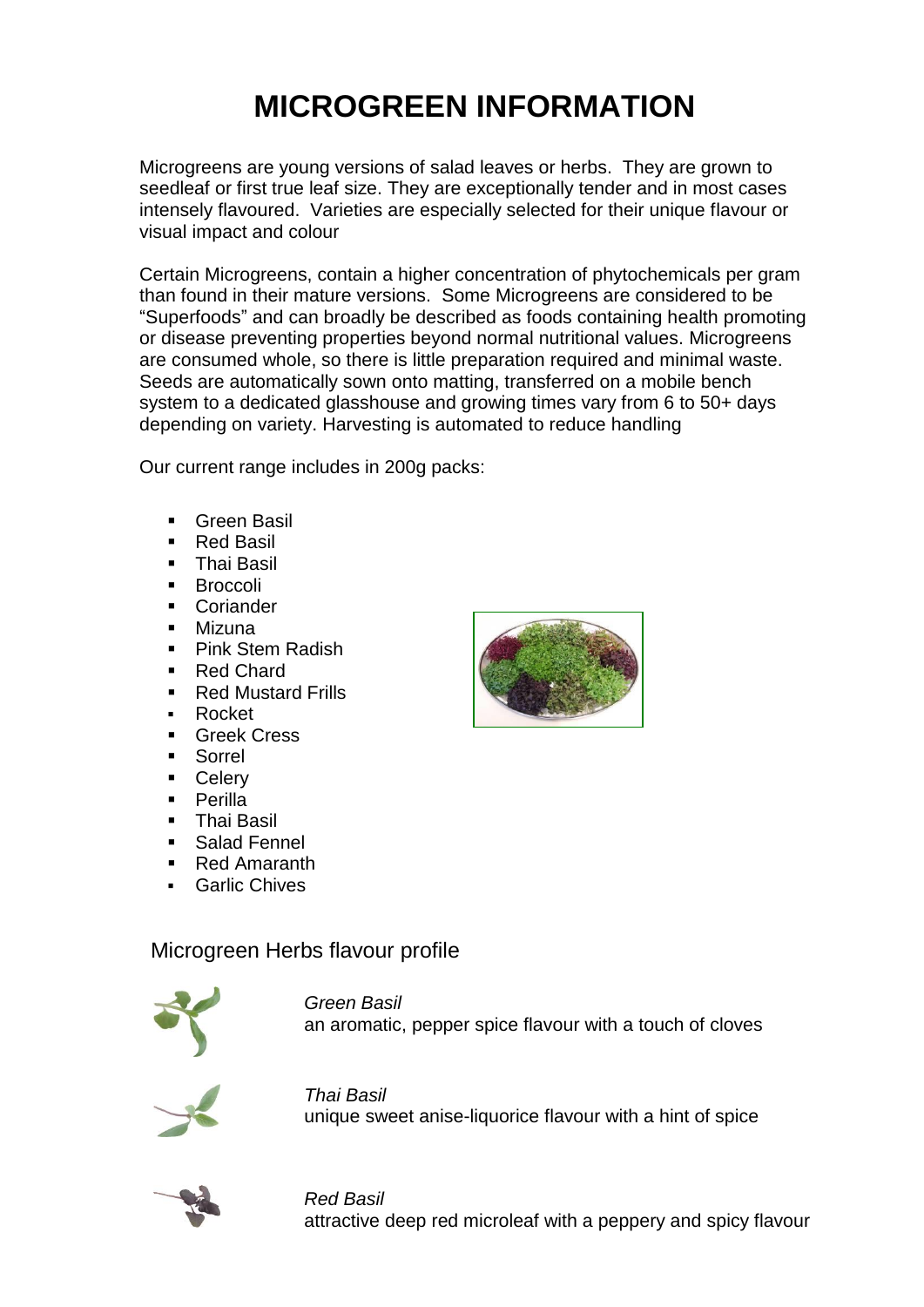# MICROGREEN INFORMATION

Microgreens are young versions of salad leaves or herbs. They are grown to seedleaf or first true leaf size. They are exceptionally tender and in most cases intensely flavoured. Varieties are especially selected for their unique flavour or visual impact and colour

Certain Microgreens, contain a higher concentration of phytochemicals per gram than found in their mature versions. Some Microgreens are considered to be "Superfoods" and can broadly be described as foods containing health promoting or disease preventing properties beyond normal nutritional values. Microgreens are consumed whole, so there is little preparation required and minimal waste. Seeds are automatically sown onto matting, transferred on a mobile bench system to a dedicated glasshouse and growing times vary from 6 to 50+ days depending on variety. Harvesting is automated to reduce handling

Our current range includes in 200g packs:

- Green Basil
- Red Basil
- Thai Basil
- Broccoli
- Coriander
- Mizuna
- Pink Stem Radish
- Red Chard
- Red Mustard Frills
- Rocket
- Greek Cress
- Sorrel
- Celery
- Perilla
- Thai Basil
- Salad Fennel
- Red Amaranth
- Garlic Chives

## Microgreen Herbs flavour profile

*Green Basil*
an aromatic, pepper spice flavour with a touch of cloves

*Thai Basil*
unique sweet anise-liquorice flavour with a hint of spice

*Red Basil*
attractive deep red microleaf with a peppery and spicy flavour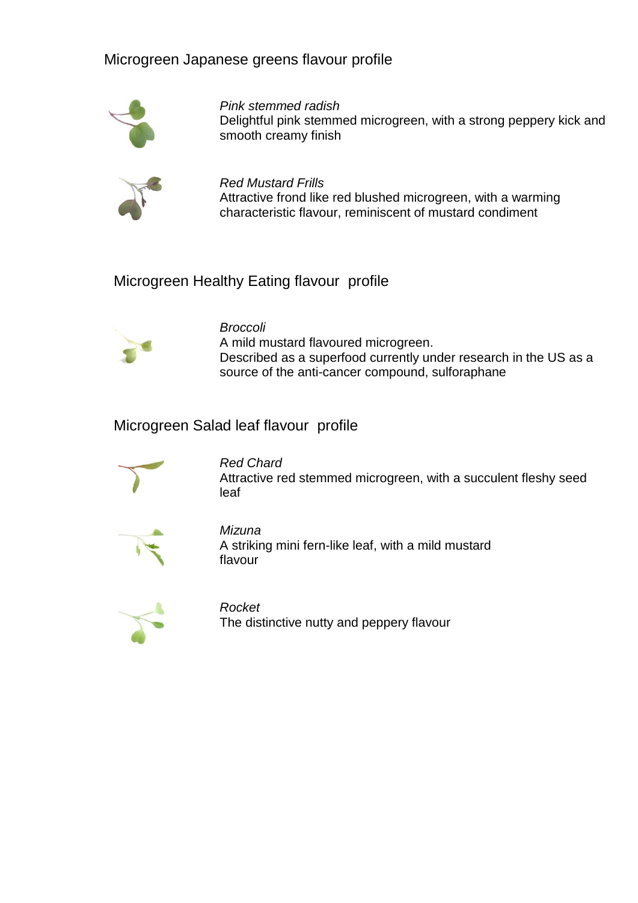## Microgreen Japanese greens flavour profile

*Pink stemmed radish*
Delightful pink stemmed microgreen, with a strong peppery kick and smooth creamy finish

*Red Mustard Frills*
Attractive frond like red blushed microgreen, with a warming characteristic flavour, reminiscent of mustard condiment

## Microgreen Healthy Eating flavour profile

*Broccoli*
A mild mustard flavoured microgreen.
Described as a superfood currently under research in the US as a source of the anti-cancer compound, sulforaphane

## Microgreen Salad leaf flavour profile

*Red Chard*
Attractive red stemmed microgreen, with a succulent fleshy seed leaf

*Mizuna*
A striking mini fern-like leaf, with a mild mustard flavour

*Rocket*
The distinctive nutty and peppery flavour